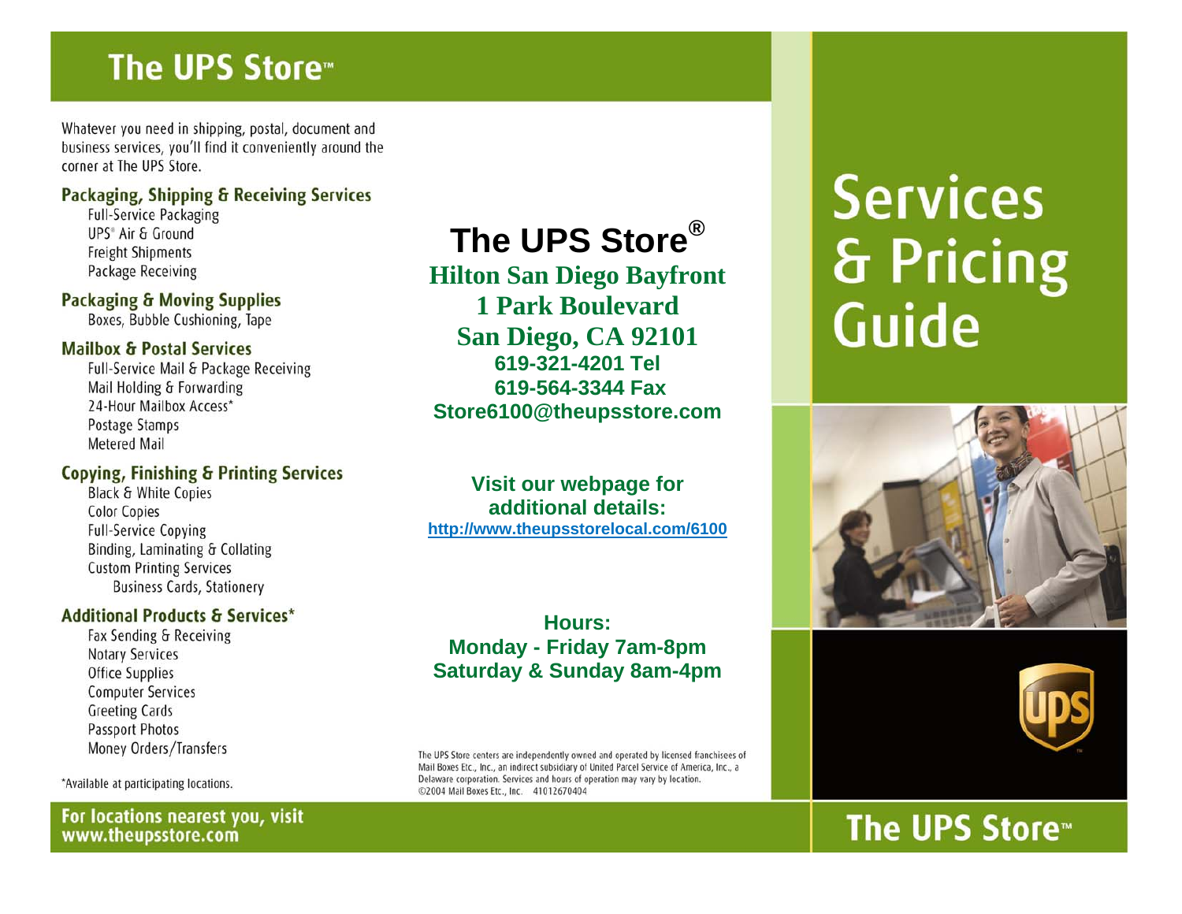# The UPS Store™

Whatever you need in shipping, postal, document and business services, you'll find it conveniently around the corner at The UPS Store.

### Packaging, Shipping & Receiving Services

- Full-Service Packaging
- UPS® Air & Ground
- Freight Shipments
- Package Receiving

### Packaging & Moving Supplies

- Boxes, Bubble Cushioning, Tape

### Mailbox & Postal Services

- Full-Service Mail & Package Receiving
- Mail Holding & Forwarding
- 24-Hour Mailbox Access*
- Postage Stamps
- Metered Mail

### Copying, Finishing & Printing Services

- Black & White Copies
- Color Copies
- Full-Service Copying
- Binding, Laminating & Collating
- Custom Printing Services
  - Business Cards, Stationery

### Additional Products & Services*

- Fax Sending & Receiving
- Notary Services
- Office Supplies
- Computer Services
- Greeting Cards
- Passport Photos
- Money Orders/Transfers

*Available at participating locations.

**For locations nearest you, visit www.theupsstore.com**

## The UPS Store®

**Hilton San Diego Bayfront**
**1 Park Boulevard**
**San Diego, CA 92101**
**619-321-4201 Tel**
**619-564-3344 Fax**
**Store6100@theupsstore.com**

**Visit our webpage for additional details:**
**http://www.theupsstorelocal.com/6100**

**Hours:**
**Monday - Friday 7am-8pm**
**Saturday & Sunday 8am-4pm**

The UPS Store centers are independently owned and operated by licensed franchisees of Mail Boxes Etc., Inc., an indirect subsidiary of United Parcel Service of America, Inc., a Delaware corporation. Services and hours of operation may vary by location. ©2004 Mail Boxes Etc., Inc. 41012670404

# Services & Pricing Guide

The UPS Store™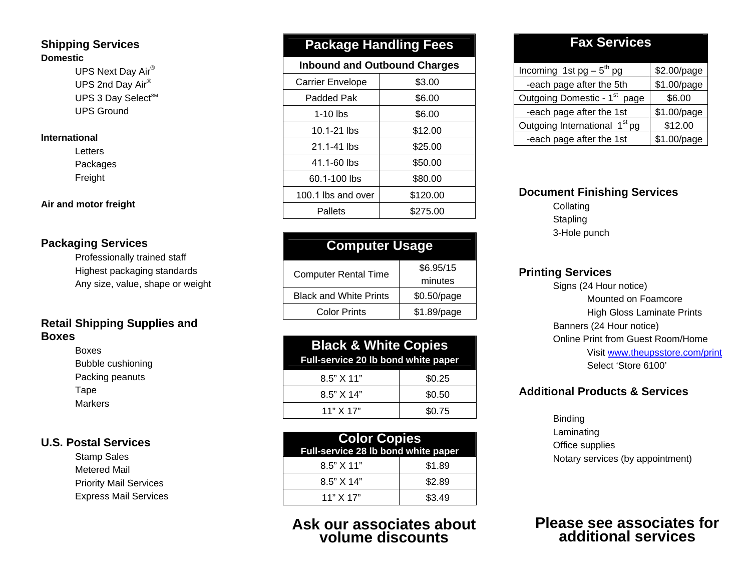## Shipping Services

**Domestic**

- UPS Next Day Air®
- UPS 2nd Day Air®
- UPS 3 Day Select℠
- UPS Ground

**International**

- Letters
- Packages
- Freight

**Air and motor freight**

## Packaging Services

- Professionally trained staff
- Highest packaging standards
- Any size, value, shape or weight

## Retail Shipping Supplies and Boxes

- Boxes
- Bubble cushioning
- Packing peanuts
- Tape
- Markers

## U.S. Postal Services

- Stamp Sales
- Metered Mail
- Priority Mail Services
- Express Mail Services

## Package Handling Fees

| Inbound and Outbound Charges | |
|---|---|
| Carrier Envelope | $3.00 |
| Padded Pak | $6.00 |
| 1-10 lbs | $6.00 |
| 10.1-21 lbs | $12.00 |
| 21.1-41 lbs | $25.00 |
| 41.1-60 lbs | $50.00 |
| 60.1-100 lbs | $80.00 |
| 100.1 lbs and over | $120.00 |
| Pallets | $275.00 |

## Computer Usage

| | |
|---|---|
| Computer Rental Time | $6.95/15 minutes |
| Black and White Prints | $0.50/page |
| Color Prints | $1.89/page |

## Black & White Copies

**Full-service 20 lb bond white paper**

| | |
|---|---|
| 8.5” X 11” | $0.25 |
| 8.5” X 14” | $0.50 |
| 11” X 17” | $0.75 |

## Color Copies

**Full-service 28 lb bond white paper**

| | |
|---|---|
| 8.5” X 11” | $1.89 |
| 8.5” X 14” | $2.89 |
| 11” X 17” | $3.49 |

**Ask our associates about volume discounts**

## Fax Services

| | |
|---|---|
| Incoming 1st pg – 5th pg | $2.00/page |
| -each page after the 5th | $1.00/page |
| Outgoing Domestic - 1st page | $6.00 |
| -each page after the 1st | $1.00/page |
| Outgoing International 1st pg | $12.00 |
| -each page after the 1st | $1.00/page |

## Document Finishing Services

- Collating
- Stapling
- 3-Hole punch

## Printing Services

- Signs (24 Hour notice)
  - Mounted on Foamcore
  - High Gloss Laminate Prints
- Banners (24 Hour notice)
- Online Print from Guest Room/Home
  - Visit www.theupsstore.com/print
  - Select ‘Store 6100’

## Additional Products & Services

- Binding
- Laminating
- Office supplies
- Notary services (by appointment)

**Please see associates for additional services**